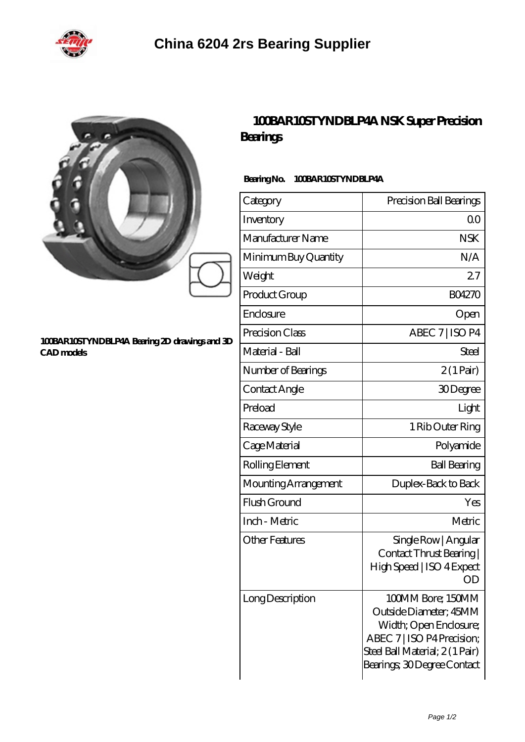# China 6204 2rs Bearing Supplier

100BAR10STYNDBLP4A Bearing 2D drawings and 3D CAD models

## 100BAR10STYNDBLP4A NSK Super Precision Bearings

**Bearing No. 100BAR10STYNDBLP4A**

| Category | Precision Ball Bearings |
|---|---|
| Inventory | 0.0 |
| Manufacturer Name | NSK |
| Minimum Buy Quantity | N/A |
| Weight | 2.7 |
| Product Group | B04270 |
| Enclosure | Open |
| Precision Class | ABEC 7 \| ISO P4 |
| Material - Ball | Steel |
| Number of Bearings | 2 (1 Pair) |
| Contact Angle | 30 Degree |
| Preload | Light |
| Raceway Style | 1 Rib Outer Ring |
| Cage Material | Polyamide |
| Rolling Element | Ball Bearing |
| Mounting Arrangement | Duplex-Back to Back |
| Flush Ground | Yes |
| Inch - Metric | Metric |
| Other Features | Single Row \| Angular Contact Thrust Bearing \| High Speed \| ISO 4 Expect OD |
| Long Description | 100MM Bore; 150MM Outside Diameter; 45MM Width; Open Enclosure; ABEC 7 \| ISO P4 Precision; Steel Ball Material; 2 (1 Pair) Bearings; 30 Degree Contact |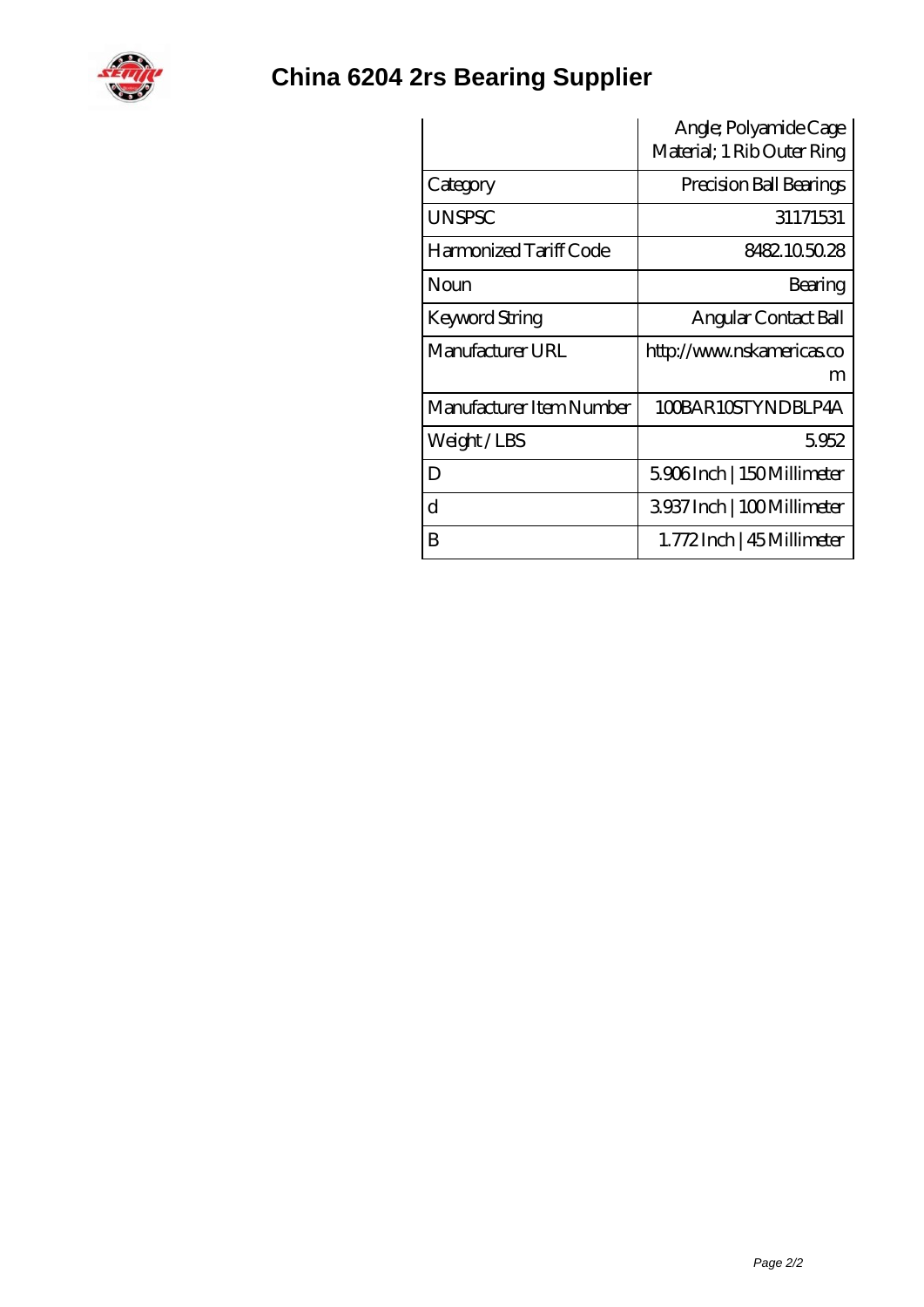# China 6204 2rs Bearing Supplier

| | |
|---|---|
| | Angle; Polyamide Cage Material; 1 Rib Outer Ring |
| Category | Precision Ball Bearings |
| UNSPSC | 31171531 |
| Harmonized Tariff Code | 8482.10.50.28 |
| Noun | Bearing |
| Keyword String | Angular Contact Ball |
| Manufacturer URL | http://www.nskamericas.com |
| Manufacturer Item Number | 100BAR10STYNDBLP4A |
| Weight / LBS | 5.952 |
| D | 5.906 Inch \| 150 Millimeter |
| d | 3.937 Inch \| 100 Millimeter |
| B | 1.772 Inch \| 45 Millimeter |